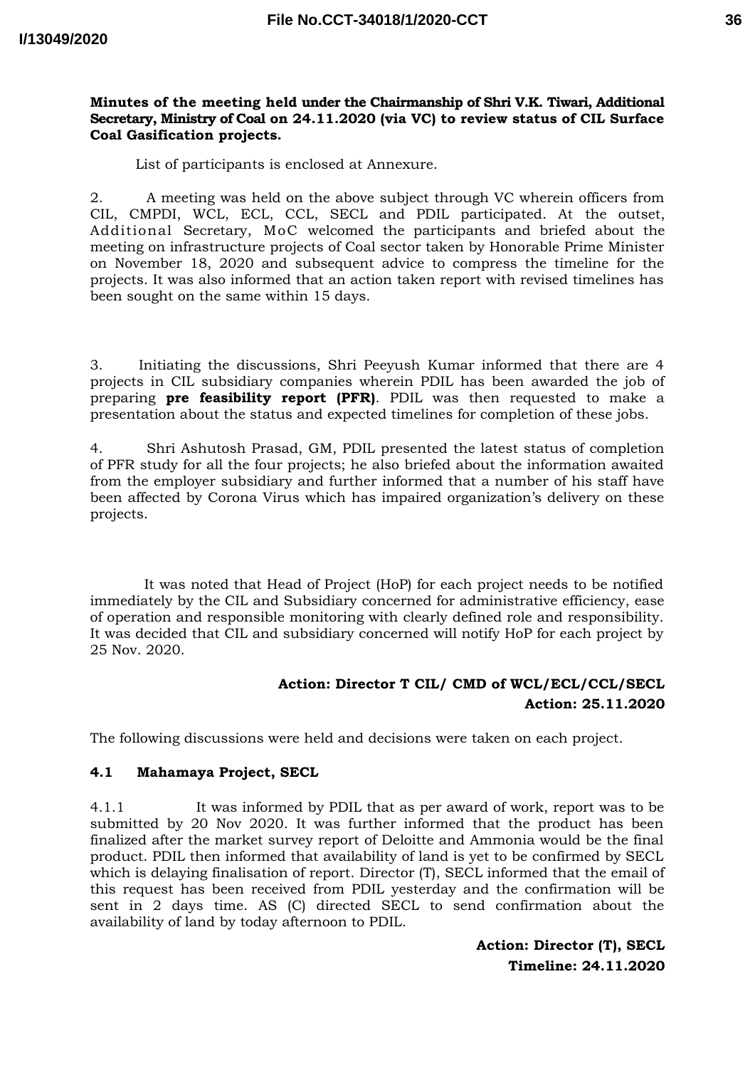**Minutes of the meeting held under the Chairmanship of Shri V.K. Tiwari, Additional Secretary, Ministry of Coal on 24.11.2020 (via VC) to review status of CIL Surface Coal Gasification projects.**

List of participants is enclosed at Annexure.

2. A meeting was held on the above subject through VC wherein officers from CIL, CMPDI, WCL, ECL, CCL, SECL and PDIL participated. At the outset, Additional Secretary, MoC welcomed the participants and briefed about the meeting on infrastructure projects of Coal sector taken by Honorable Prime Minister on November 18, 2020 and subsequent advice to compress the timeline for the projects. It was also informed that an action taken report with revised timelines has been sought on the same within 15 days.

3. Initiating the discussions, Shri Peeyush Kumar informed that there are 4 projects in CIL subsidiary companies wherein PDIL has been awarded the job of preparing **pre feasibility report (PFR)**. PDIL was then requested to make a presentation about the status and expected timelines for completion of these jobs.

4. Shri Ashutosh Prasad, GM, PDIL presented the latest status of completion of PFR study for all the four projects; he also briefed about the information awaited from the employer subsidiary and further informed that a number of his staff have been affected by Corona Virus which has impaired organization's delivery on these projects.

It was noted that Head of Project (HoP) for each project needs to be notified immediately by the CIL and Subsidiary concerned for administrative efficiency, ease of operation and responsible monitoring with clearly defined role and responsibility. It was decided that CIL and subsidiary concerned will notify HoP for each project by 25 Nov. 2020.

**Action: Director T CIL/ CMD of WCL/ECL/CCL/SECL**
**Action: 25.11.2020**

The following discussions were held and decisions were taken on each project.

### 4.1 Mahamaya Project, SECL

4.1.1 It was informed by PDIL that as per award of work, report was to be submitted by 20 Nov 2020. It was further informed that the product has been finalized after the market survey report of Deloitte and Ammonia would be the final product. PDIL then informed that availability of land is yet to be confirmed by SECL which is delaying finalisation of report. Director (T), SECL informed that the email of this request has been received from PDIL yesterday and the confirmation will be sent in 2 days time. AS (C) directed SECL to send confirmation about the availability of land by today afternoon to PDIL.

**Action: Director (T), SECL**
**Timeline: 24.11.2020**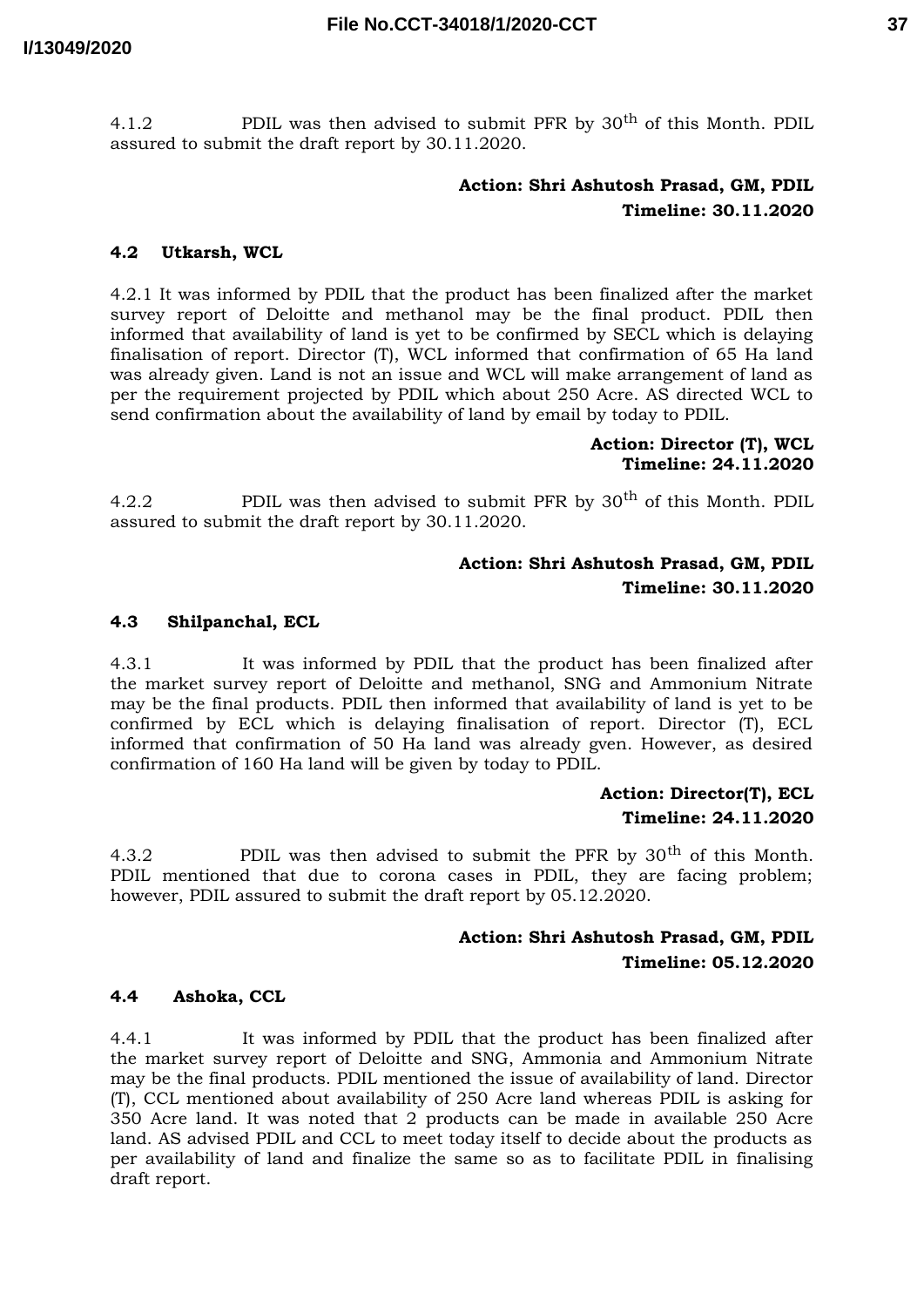4.1.2 PDIL was then advised to submit PFR by 30th of this Month. PDIL assured to submit the draft report by 30.11.2020.

**Action: Shri Ashutosh Prasad, GM, PDIL**
**Timeline: 30.11.2020**

### 4.2 Utkarsh, WCL

4.2.1 It was informed by PDIL that the product has been finalized after the market survey report of Deloitte and methanol may be the final product. PDIL then informed that availability of land is yet to be confirmed by SECL which is delaying finalisation of report. Director (T), WCL informed that confirmation of 65 Ha land was already given. Land is not an issue and WCL will make arrangement of land as per the requirement projected by PDIL which about 250 Acre. AS directed WCL to send confirmation about the availability of land by email by today to PDIL.

**Action: Director (T), WCL**
**Timeline: 24.11.2020**

4.2.2 PDIL was then advised to submit PFR by 30th of this Month. PDIL assured to submit the draft report by 30.11.2020.

**Action: Shri Ashutosh Prasad, GM, PDIL**
**Timeline: 30.11.2020**

### 4.3 Shilpanchal, ECL

4.3.1 It was informed by PDIL that the product has been finalized after the market survey report of Deloitte and methanol, SNG and Ammonium Nitrate may be the final products. PDIL then informed that availability of land is yet to be confirmed by ECL which is delaying finalisation of report. Director (T), ECL informed that confirmation of 50 Ha land was already gven. However, as desired confirmation of 160 Ha land will be given by today to PDIL.

**Action: Director(T), ECL**
**Timeline: 24.11.2020**

4.3.2 PDIL was then advised to submit the PFR by 30th of this Month. PDIL mentioned that due to corona cases in PDIL, they are facing problem; however, PDIL assured to submit the draft report by 05.12.2020.

**Action: Shri Ashutosh Prasad, GM, PDIL**
**Timeline: 05.12.2020**

### 4.4 Ashoka, CCL

4.4.1 It was informed by PDIL that the product has been finalized after the market survey report of Deloitte and SNG, Ammonia and Ammonium Nitrate may be the final products. PDIL mentioned the issue of availability of land. Director (T), CCL mentioned about availability of 250 Acre land whereas PDIL is asking for 350 Acre land. It was noted that 2 products can be made in available 250 Acre land. AS advised PDIL and CCL to meet today itself to decide about the products as per availability of land and finalize the same so as to facilitate PDIL in finalising draft report.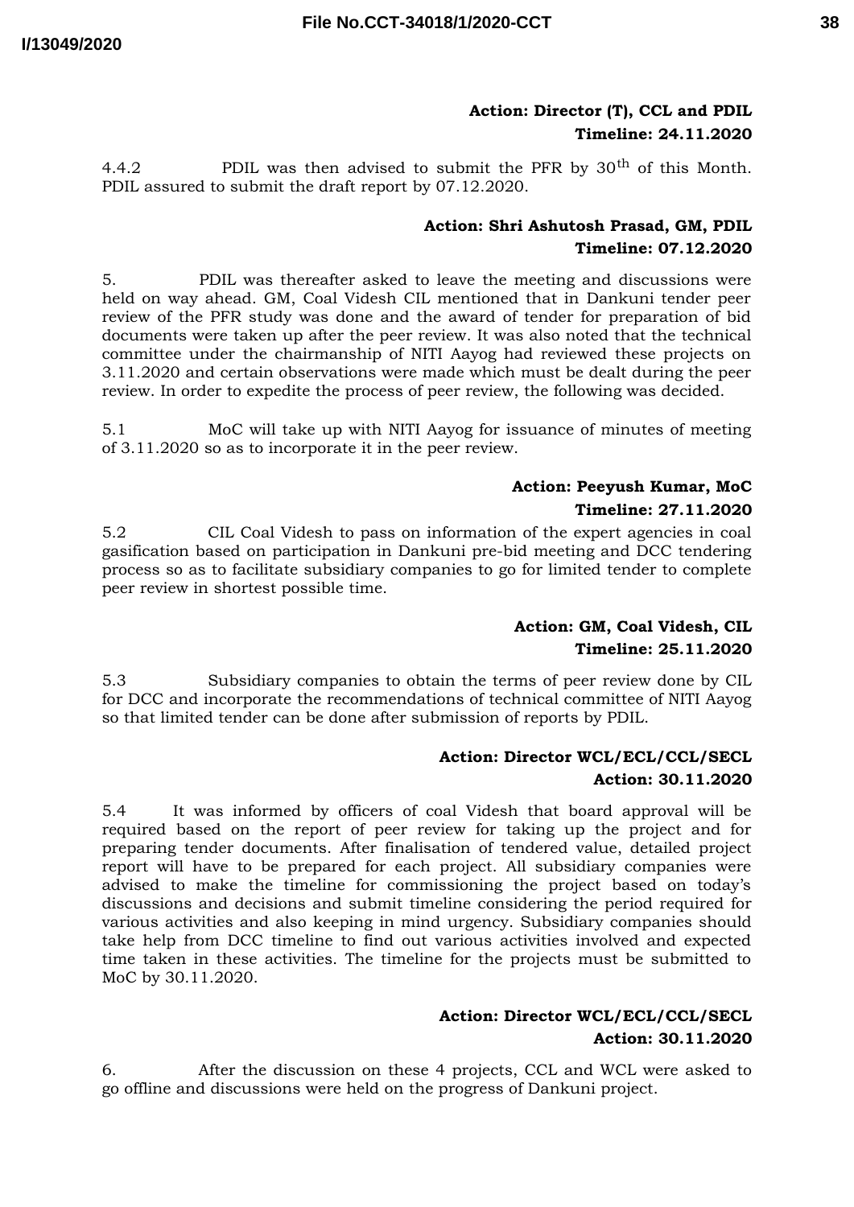**Action: Director (T), CCL and PDIL**
**Timeline: 24.11.2020**

4.4.2 PDIL was then advised to submit the PFR by 30th of this Month. PDIL assured to submit the draft report by 07.12.2020.

**Action: Shri Ashutosh Prasad, GM, PDIL**
**Timeline: 07.12.2020**

5. PDIL was thereafter asked to leave the meeting and discussions were held on way ahead. GM, Coal Videsh CIL mentioned that in Dankuni tender peer review of the PFR study was done and the award of tender for preparation of bid documents were taken up after the peer review. It was also noted that the technical committee under the chairmanship of NITI Aayog had reviewed these projects on 3.11.2020 and certain observations were made which must be dealt during the peer review. In order to expedite the process of peer review, the following was decided.

5.1 MoC will take up with NITI Aayog for issuance of minutes of meeting of 3.11.2020 so as to incorporate it in the peer review.

**Action: Peeyush Kumar, MoC**
**Timeline: 27.11.2020**

5.2 CIL Coal Videsh to pass on information of the expert agencies in coal gasification based on participation in Dankuni pre-bid meeting and DCC tendering process so as to facilitate subsidiary companies to go for limited tender to complete peer review in shortest possible time.

**Action: GM, Coal Videsh, CIL**
**Timeline: 25.11.2020**

5.3 Subsidiary companies to obtain the terms of peer review done by CIL for DCC and incorporate the recommendations of technical committee of NITI Aayog so that limited tender can be done after submission of reports by PDIL.

**Action: Director WCL/ECL/CCL/SECL**
**Action: 30.11.2020**

5.4 It was informed by officers of coal Videsh that board approval will be required based on the report of peer review for taking up the project and for preparing tender documents. After finalisation of tendered value, detailed project report will have to be prepared for each project. All subsidiary companies were advised to make the timeline for commissioning the project based on today's discussions and decisions and submit timeline considering the period required for various activities and also keeping in mind urgency. Subsidiary companies should take help from DCC timeline to find out various activities involved and expected time taken in these activities. The timeline for the projects must be submitted to MoC by 30.11.2020.

**Action: Director WCL/ECL/CCL/SECL**
**Action: 30.11.2020**

6. After the discussion on these 4 projects, CCL and WCL were asked to go offline and discussions were held on the progress of Dankuni project.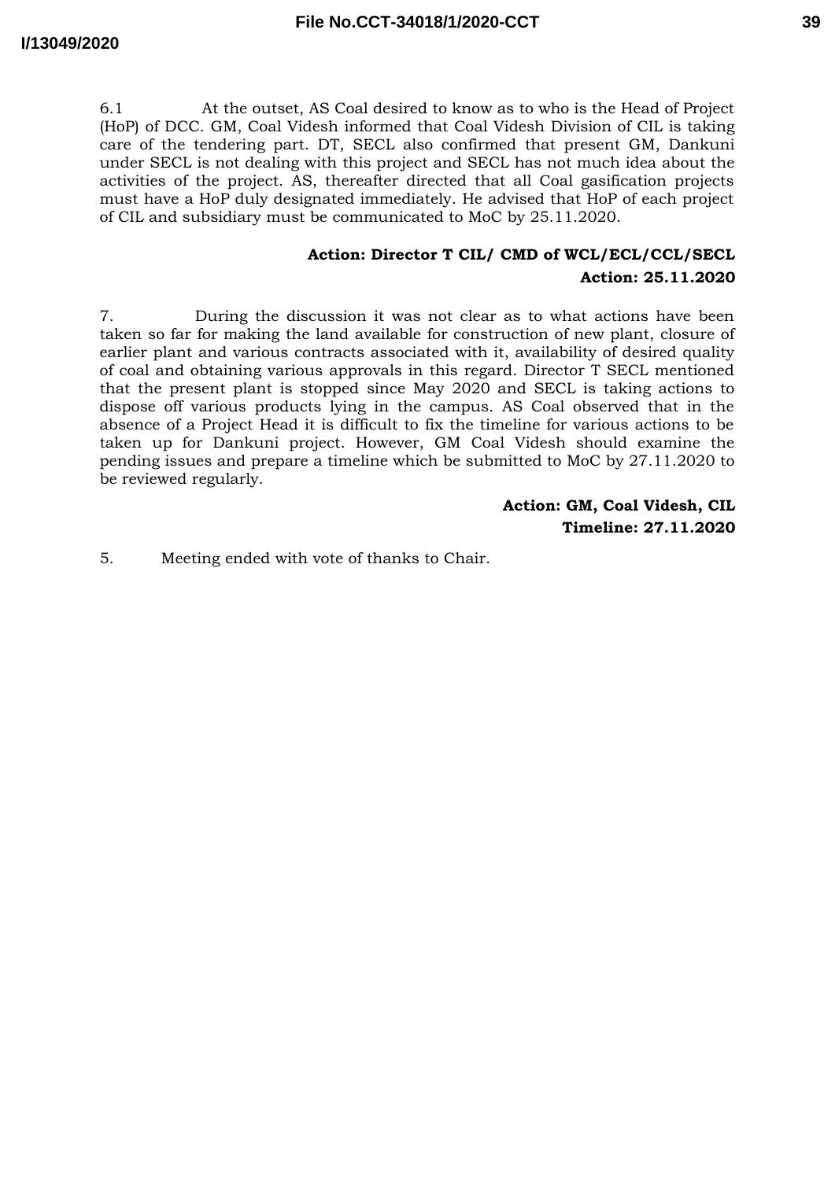6.1 At the outset, AS Coal desired to know as to who is the Head of Project (HoP) of DCC. GM, Coal Videsh informed that Coal Videsh Division of CIL is taking care of the tendering part. DT, SECL also confirmed that present GM, Dankuni under SECL is not dealing with this project and SECL has not much idea about the activities of the project. AS, thereafter directed that all Coal gasification projects must have a HoP duly designated immediately. He advised that HoP of each project of CIL and subsidiary must be communicated to MoC by 25.11.2020.

**Action: Director T CIL/ CMD of WCL/ECL/CCL/SECL**
**Action: 25.11.2020**

7. During the discussion it was not clear as to what actions have been taken so far for making the land available for construction of new plant, closure of earlier plant and various contracts associated with it, availability of desired quality of coal and obtaining various approvals in this regard. Director T SECL mentioned that the present plant is stopped since May 2020 and SECL is taking actions to dispose off various products lying in the campus. AS Coal observed that in the absence of a Project Head it is difficult to fix the timeline for various actions to be taken up for Dankuni project. However, GM Coal Videsh should examine the pending issues and prepare a timeline which be submitted to MoC by 27.11.2020 to be reviewed regularly.

**Action: GM, Coal Videsh, CIL**
**Timeline: 27.11.2020**

5. Meeting ended with vote of thanks to Chair.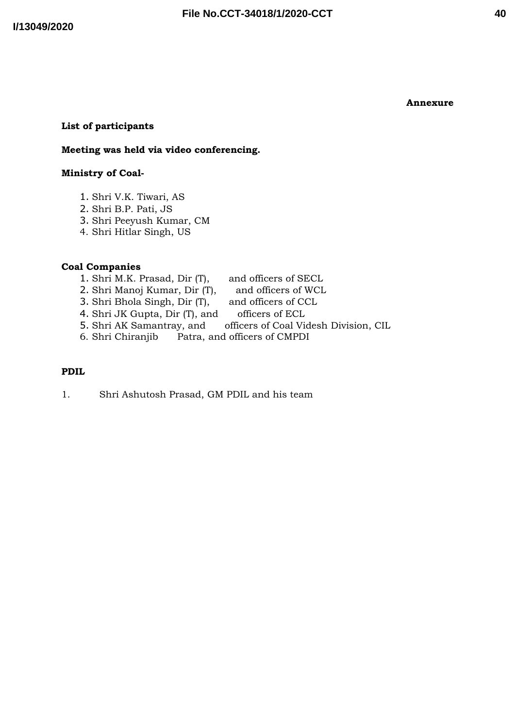**Annexure**

**List of participants**

**Meeting was held via video conferencing.**

**Ministry of Coal-**

1. Shri V.K. Tiwari, AS
2. Shri B.P. Pati, JS
3. Shri Peeyush Kumar, CM
4. Shri Hitlar Singh, US

**Coal Companies**

1. Shri M.K. Prasad, Dir (T), and officers of SECL
2. Shri Manoj Kumar, Dir (T), and officers of WCL
3. Shri Bhola Singh, Dir (T), and officers of CCL
4. Shri JK Gupta, Dir (T), and officers of ECL
5. Shri AK Samantray, and officers of Coal Videsh Division, CIL
6. Shri Chiranjib Patra, and officers of CMPDI

**PDIL**

1. Shri Ashutosh Prasad, GM PDIL and his team